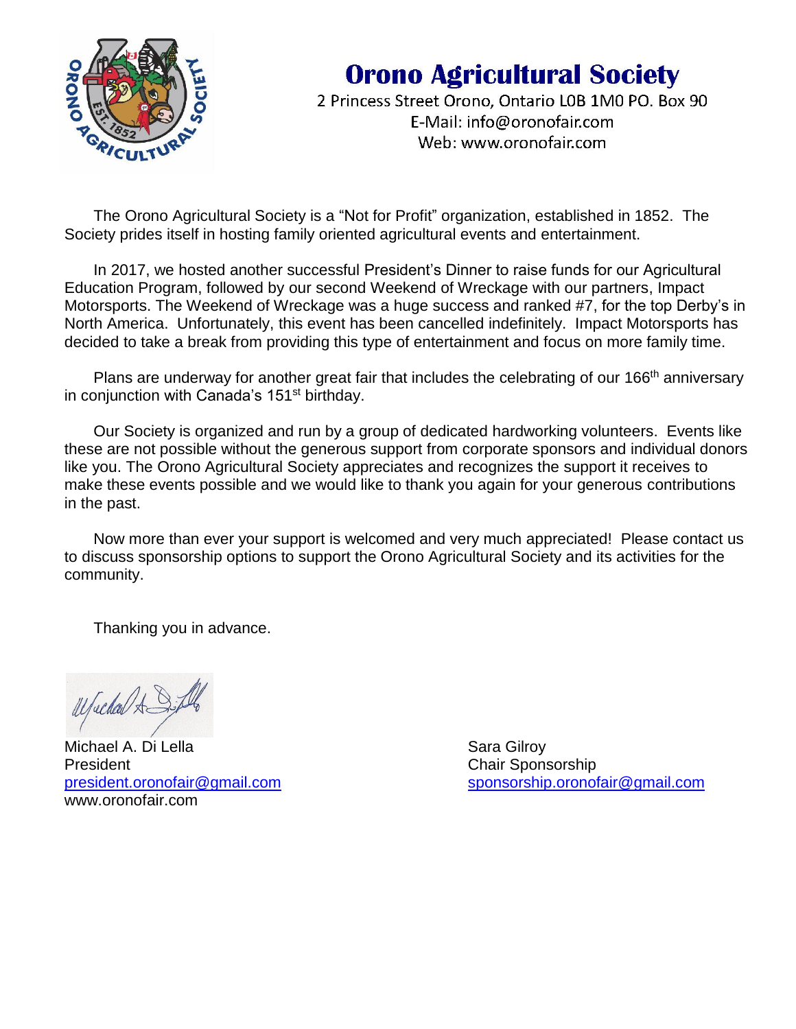# Orono Agricultural Society

2 Princess Street Orono, Ontario L0B 1M0 PO. Box 90
E-Mail: info@oronofair.com
Web: www.oronofair.com

The Orono Agricultural Society is a "Not for Profit" organization, established in 1852. The Society prides itself in hosting family oriented agricultural events and entertainment.

In 2017, we hosted another successful President's Dinner to raise funds for our Agricultural Education Program, followed by our second Weekend of Wreckage with our partners, Impact Motorsports. The Weekend of Wreckage was a huge success and ranked #7, for the top Derby's in North America. Unfortunately, this event has been cancelled indefinitely. Impact Motorsports has decided to take a break from providing this type of entertainment and focus on more family time.

Plans are underway for another great fair that includes the celebrating of our 166th anniversary in conjunction with Canada's 151st birthday.

Our Society is organized and run by a group of dedicated hardworking volunteers. Events like these are not possible without the generous support from corporate sponsors and individual donors like you. The Orono Agricultural Society appreciates and recognizes the support it receives to make these events possible and we would like to thank you again for your generous contributions in the past.

Now more than ever your support is welcomed and very much appreciated! Please contact us to discuss sponsorship options to support the Orono Agricultural Society and its activities for the community.

Thanking you in advance.

Michael A. Di Lella
President
president.oronofair@gmail.com
www.oronofair.com

Sara Gilroy
Chair Sponsorship
sponsorship.oronofair@gmail.com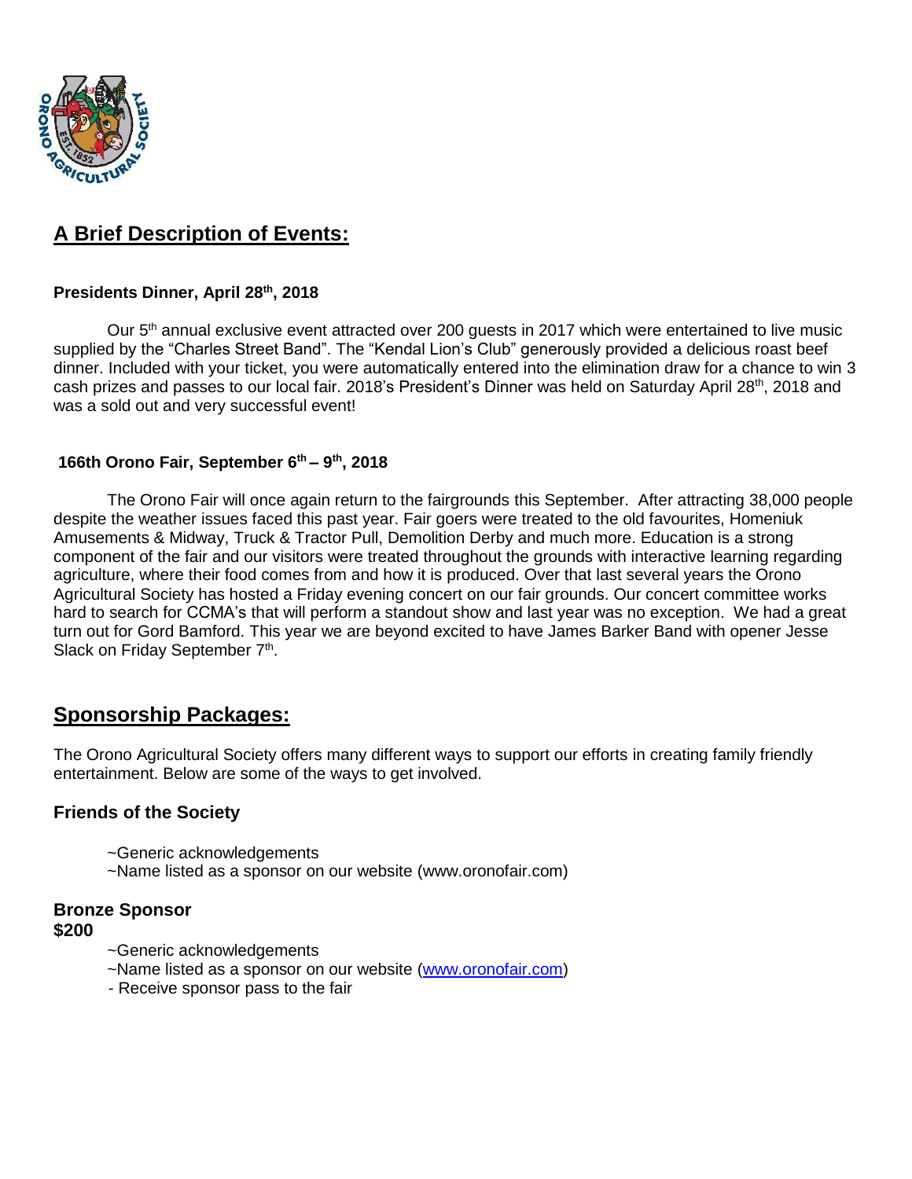## A Brief Description of Events:

### Presidents Dinner, April 28th, 2018

Our 5th annual exclusive event attracted over 200 guests in 2017 which were entertained to live music supplied by the "Charles Street Band". The "Kendal Lion's Club" generously provided a delicious roast beef dinner. Included with your ticket, you were automatically entered into the elimination draw for a chance to win 3 cash prizes and passes to our local fair. 2018's President's Dinner was held on Saturday April 28th, 2018 and was a sold out and very successful event!

### 166th Orono Fair, September 6th – 9th, 2018

The Orono Fair will once again return to the fairgrounds this September. After attracting 38,000 people despite the weather issues faced this past year. Fair goers were treated to the old favourites, Homeniuk Amusements & Midway, Truck & Tractor Pull, Demolition Derby and much more. Education is a strong component of the fair and our visitors were treated throughout the grounds with interactive learning regarding agriculture, where their food comes from and how it is produced. Over that last several years the Orono Agricultural Society has hosted a Friday evening concert on our fair grounds. Our concert committee works hard to search for CCMA's that will perform a standout show and last year was no exception. We had a great turn out for Gord Bamford. This year we are beyond excited to have James Barker Band with opener Jesse Slack on Friday September 7th.

## Sponsorship Packages:

The Orono Agricultural Society offers many different ways to support our efforts in creating family friendly entertainment. Below are some of the ways to get involved.

### Friends of the Society

~Generic acknowledgements
~Name listed as a sponsor on our website (www.oronofair.com)

### Bronze Sponsor
**$200**

~Generic acknowledgements
~Name listed as a sponsor on our website (www.oronofair.com)
- Receive sponsor pass to the fair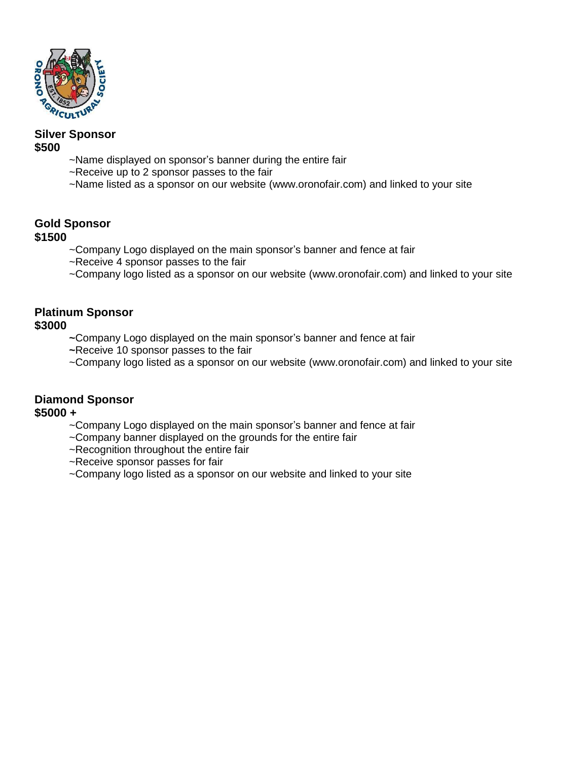### Silver Sponsor
**$500**

~Name displayed on sponsor's banner during the entire fair
~Receive up to 2 sponsor passes to the fair
~Name listed as a sponsor on our website (www.oronofair.com) and linked to your site

### Gold Sponsor
**$1500**

~Company Logo displayed on the main sponsor's banner and fence at fair
~Receive 4 sponsor passes to the fair
~Company logo listed as a sponsor on our website (www.oronofair.com) and linked to your site

### Platinum Sponsor
**$3000**

~Company Logo displayed on the main sponsor's banner and fence at fair
~Receive 10 sponsor passes to the fair
~Company logo listed as a sponsor on our website (www.oronofair.com) and linked to your site

### Diamond Sponsor
**$5000 +**

~Company Logo displayed on the main sponsor's banner and fence at fair
~Company banner displayed on the grounds for the entire fair
~Recognition throughout the entire fair
~Receive sponsor passes for fair
~Company logo listed as a sponsor on our website and linked to your site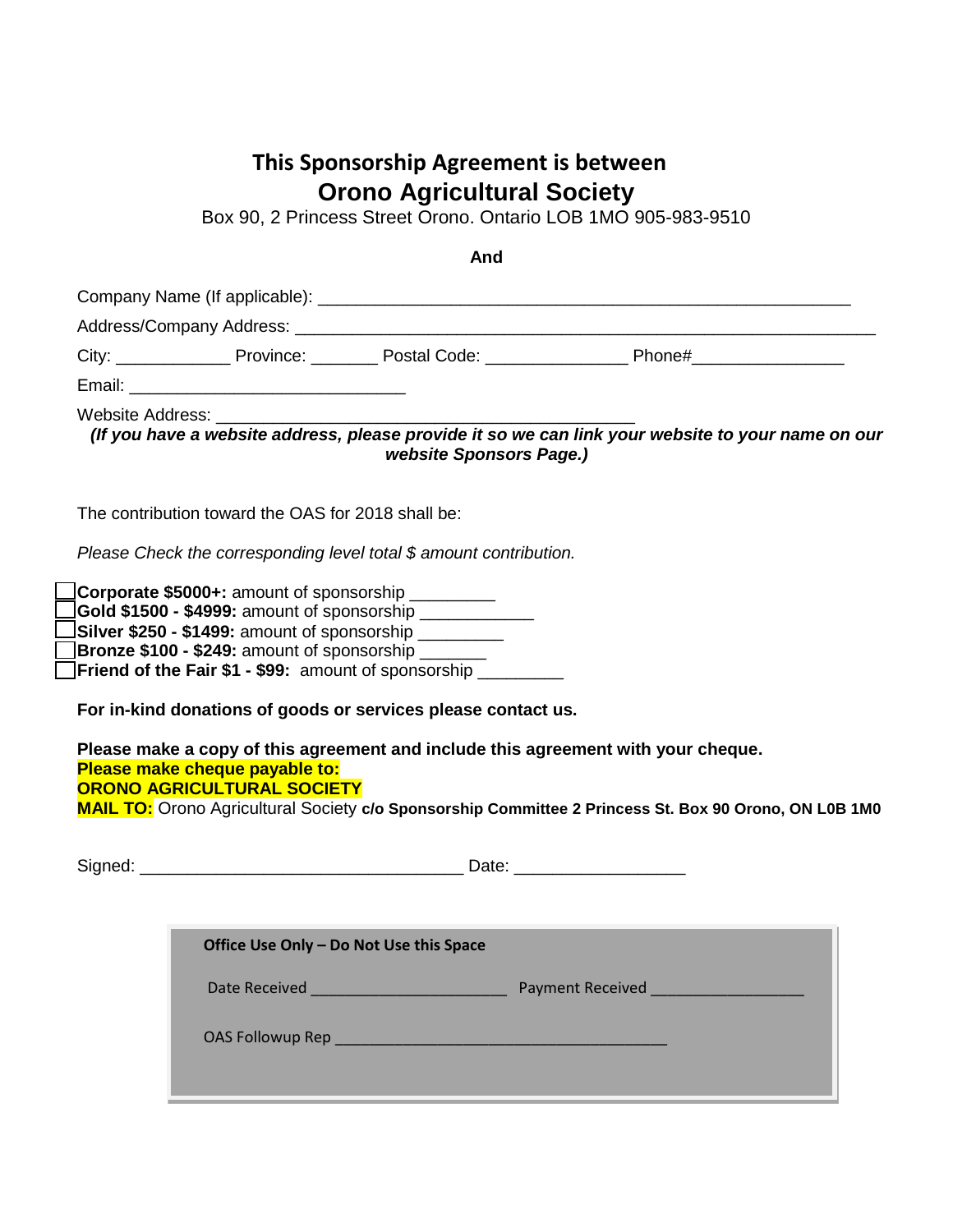## This Sponsorship Agreement is between

# Orono Agricultural Society

Box 90, 2 Princess Street Orono. Ontario LOB 1MO 905-983-9510

**And**

Company Name (If applicable): ____________________________________________________________

Address/Company Address: ______________________________________________________________

City: ____________ Province: _______ Postal Code: ______________ Phone#_______________

Email: ______________________________

Website Address: ______________________________________________

***(If you have a website address, please provide it so we can link your website to your name on our website Sponsors Page.)***

The contribution toward the OAS for 2018 shall be:

*Please Check the corresponding level total $ amount contribution.*

- ☐ **Corporate $5000+:** amount of sponsorship _________
- ☐ **Gold $1500 - $4999:** amount of sponsorship ____________
- ☐ **Silver $250 - $1499:** amount of sponsorship _________
- ☐ **Bronze $100 - $249:** amount of sponsorship _______
- ☐ **Friend of the Fair $1 - $99:** amount of sponsorship _________

**For in-kind donations of goods or services please contact us.**

**Please make a copy of this agreement and include this agreement with your cheque.**
**Please make cheque payable to:**
**ORONO AGRICULTURAL SOCIETY**
**MAIL TO:** Orono Agricultural Society **c/o Sponsorship Committee 2 Princess St. Box 90 Orono, ON L0B 1M0**

Signed: __________________________________ Date: __________________

**Office Use Only – Do Not Use this Space**

Date Received ______________________ Payment Received _________________

OAS Followup Rep _____________________________________